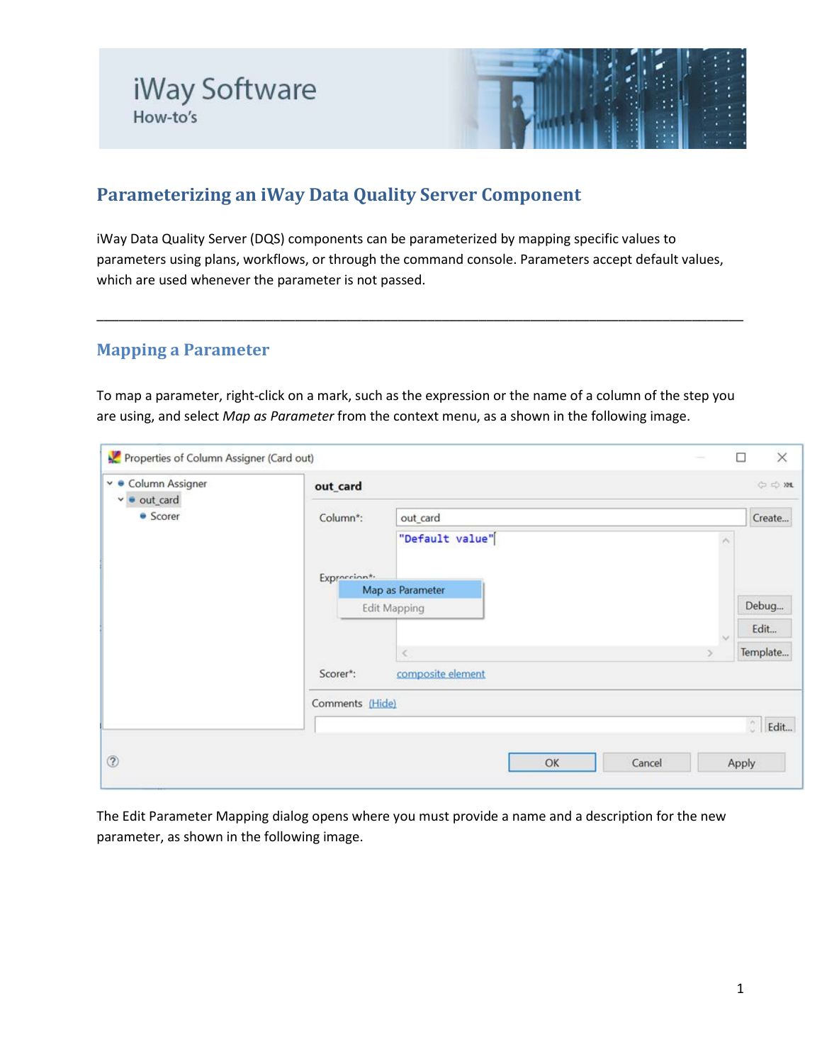# Parameterizing an iWay Data Quality Server Component

iWay Data Quality Server (DQS) components can be parameterized by mapping specific values to parameters using plans, workflows, or through the command console. Parameters accept default values, which are used whenever the parameter is not passed.

---

## Mapping a Parameter

To map a parameter, right-click on a mark, such as the expression or the name of a column of the step you are using, and select *Map as Parameter* from the context menu, as a shown in the following image.

The Edit Parameter Mapping dialog opens where you must provide a name and a description for the new parameter, as shown in the following image.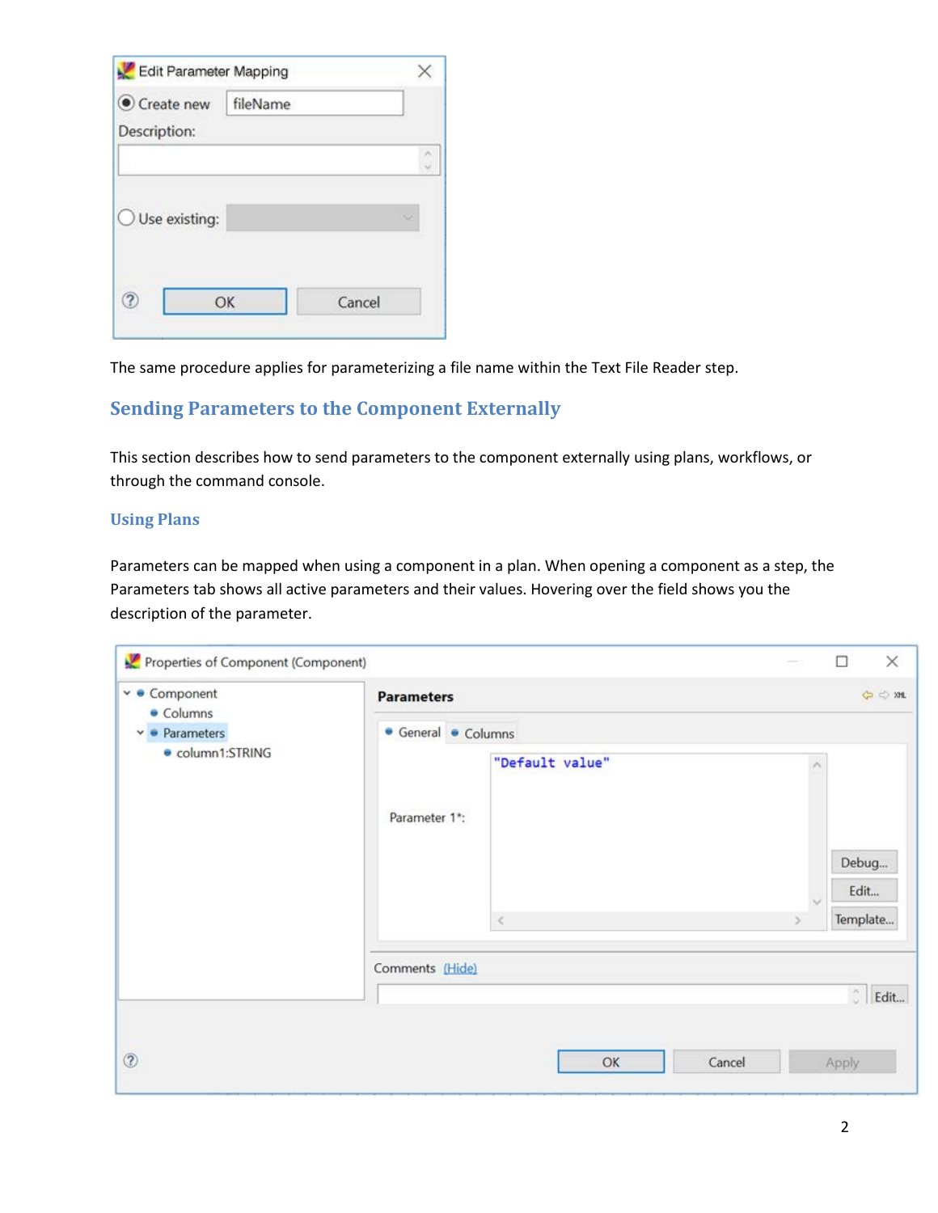The same procedure applies for parameterizing a file name within the Text File Reader step.

## Sending Parameters to the Component Externally

This section describes how to send parameters to the component externally using plans, workflows, or through the command console.

### Using Plans

Parameters can be mapped when using a component in a plan. When opening a component as a step, the Parameters tab shows all active parameters and their values. Hovering over the field shows you the description of the parameter.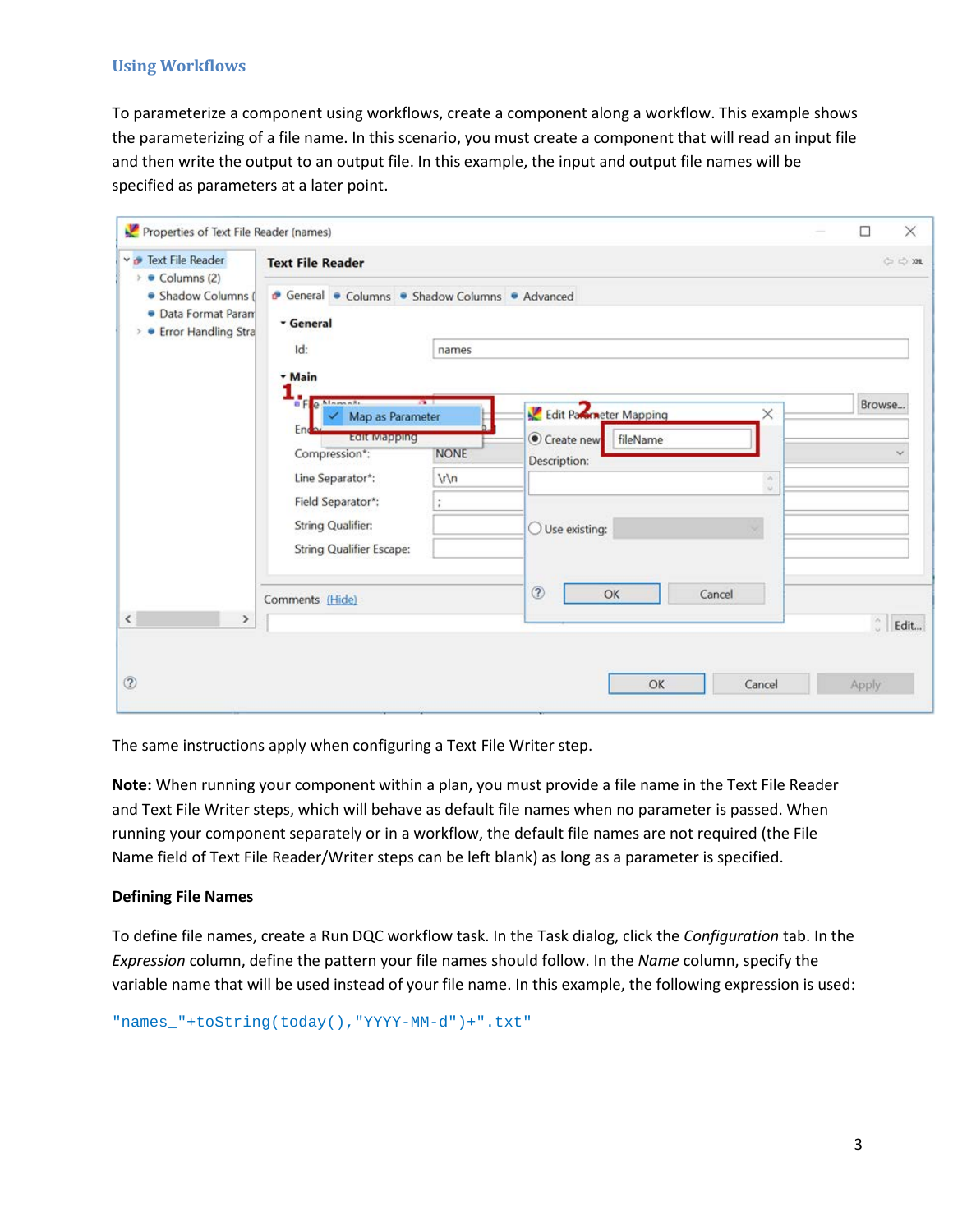### Using Workflows

To parameterize a component using workflows, create a component along a workflow. This example shows the parameterizing of a file name. In this scenario, you must create a component that will read an input file and then write the output to an output file. In this example, the input and output file names will be specified as parameters at a later point.

The same instructions apply when configuring a Text File Writer step.

**Note:** When running your component within a plan, you must provide a file name in the Text File Reader and Text File Writer steps, which will behave as default file names when no parameter is passed. When running your component separately or in a workflow, the default file names are not required (the File Name field of Text File Reader/Writer steps can be left blank) as long as a parameter is specified.

**Defining File Names**

To define file names, create a Run DQC workflow task. In the Task dialog, click the *Configuration* tab. In the *Expression* column, define the pattern your file names should follow. In the *Name* column, specify the variable name that will be used instead of your file name. In this example, the following expression is used:

```
"names_"+toString(today(),"YYYY-MM-d")+".txt"
```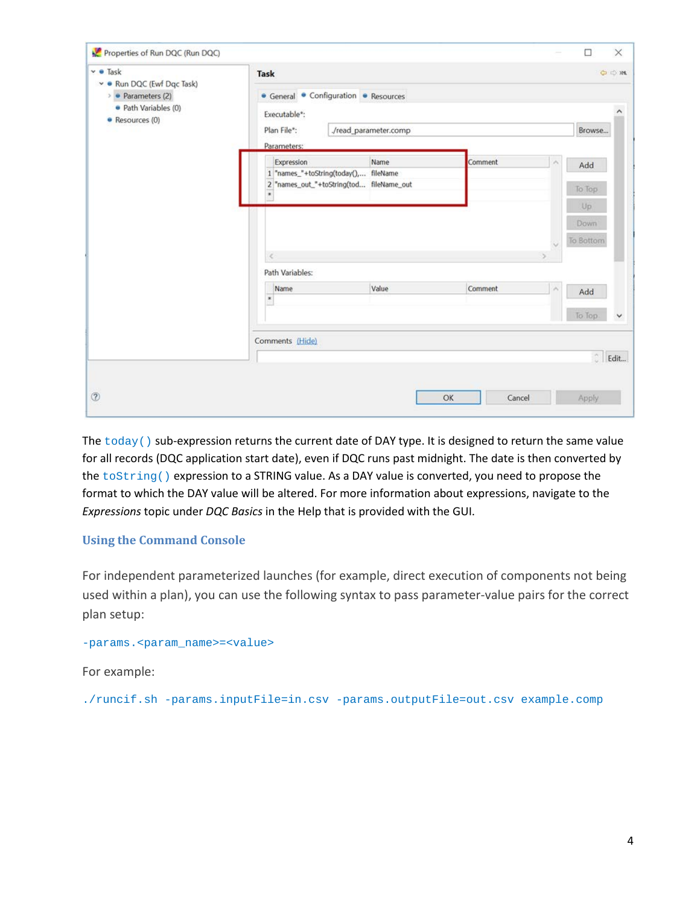The `today()` sub-expression returns the current date of DAY type. It is designed to return the same value for all records (DQC application start date), even if DQC runs past midnight. The date is then converted by the `toString()` expression to a STRING value. As a DAY value is converted, you need to propose the format to which the DAY value will be altered. For more information about expressions, navigate to the *Expressions* topic under *DQC Basics* in the Help that is provided with the GUI.

### Using the Command Console

For independent parameterized launches (for example, direct execution of components not being used within a plan), you can use the following syntax to pass parameter-value pairs for the correct plan setup:

```
-params.<param_name>=<value>
```

For example:

```
./runcif.sh -params.inputFile=in.csv -params.outputFile=out.csv example.comp
```